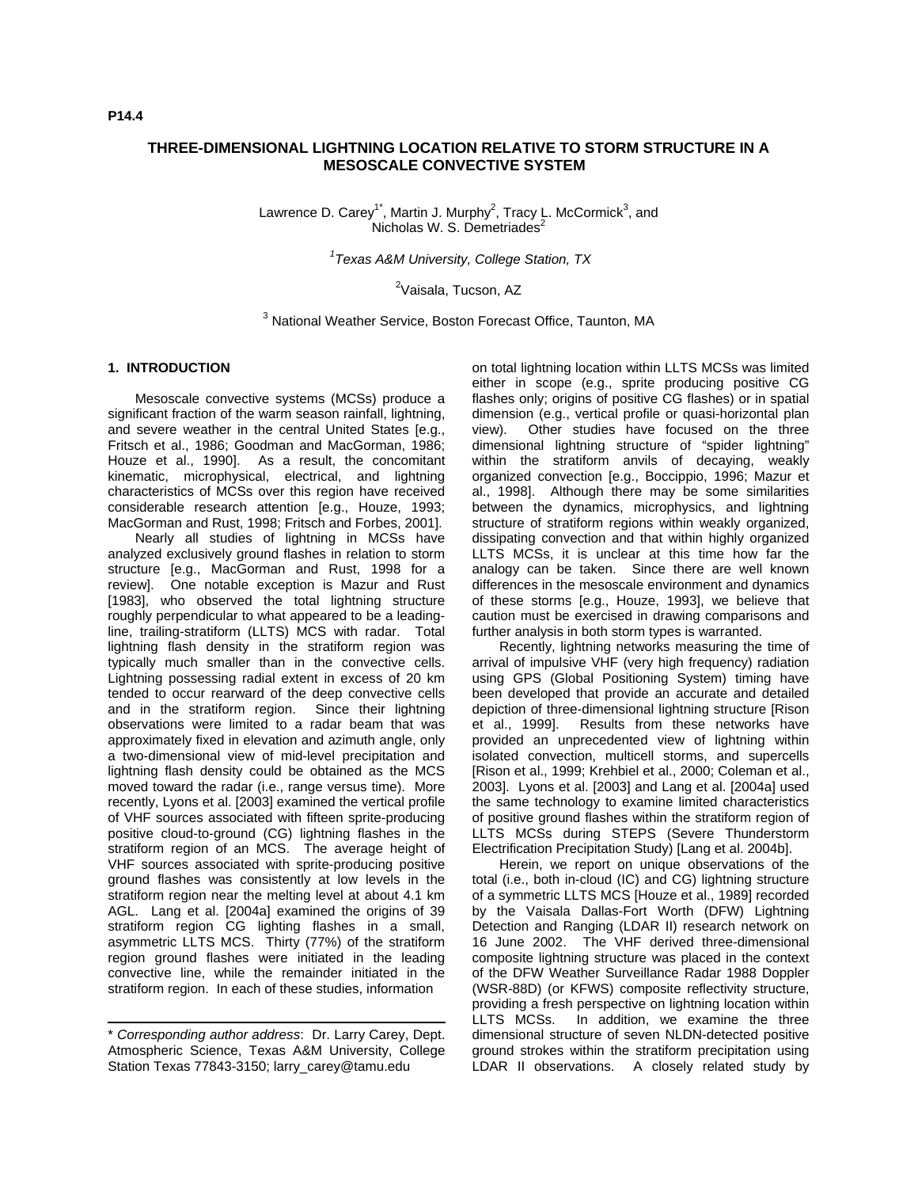P14.4

# THREE-DIMENSIONAL LIGHTNING LOCATION RELATIVE TO STORM STRUCTURE IN A MESOSCALE CONVECTIVE SYSTEM

Lawrence D. Carey[1*], Martin J. Murphy[2], Tracy L. McCormick[3], and Nicholas W. S. Demetriades[2]

[1]*Texas A&M University, College Station, TX*

[2]Vaisala, Tucson, AZ

[3] National Weather Service, Boston Forecast Office, Taunton, MA

## 1. INTRODUCTION

Mesoscale convective systems (MCSs) produce a significant fraction of the warm season rainfall, lightning, and severe weather in the central United States [e.g., Fritsch et al., 1986; Goodman and MacGorman, 1986; Houze et al., 1990]. As a result, the concomitant kinematic, microphysical, electrical, and lightning characteristics of MCSs over this region have received considerable research attention [e.g., Houze, 1993; MacGorman and Rust, 1998; Fritsch and Forbes, 2001].

Nearly all studies of lightning in MCSs have analyzed exclusively ground flashes in relation to storm structure [e.g., MacGorman and Rust, 1998 for a review]. One notable exception is Mazur and Rust [1983], who observed the total lightning structure roughly perpendicular to what appeared to be a leading-line, trailing-stratiform (LLTS) MCS with radar. Total lightning flash density in the stratiform region was typically much smaller than in the convective cells. Lightning possessing radial extent in excess of 20 km tended to occur rearward of the deep convective cells and in the stratiform region. Since their lightning observations were limited to a radar beam that was approximately fixed in elevation and azimuth angle, only a two-dimensional view of mid-level precipitation and lightning flash density could be obtained as the MCS moved toward the radar (i.e., range versus time). More recently, Lyons et al. [2003] examined the vertical profile of VHF sources associated with fifteen sprite-producing positive cloud-to-ground (CG) lightning flashes in the stratiform region of an MCS. The average height of VHF sources associated with sprite-producing positive ground flashes was consistently at low levels in the stratiform region near the melting level at about 4.1 km AGL. Lang et al. [2004a] examined the origins of 39 stratiform region CG lighting flashes in a small, asymmetric LLTS MCS. Thirty (77%) of the stratiform region ground flashes were initiated in the leading convective line, while the remainder initiated in the stratiform region. In each of these studies, information on total lightning location within LLTS MCSs was limited either in scope (e.g., sprite producing positive CG flashes only; origins of positive CG flashes) or in spatial dimension (e.g., vertical profile or quasi-horizontal plan view). Other studies have focused on the three dimensional lightning structure of "spider lightning" within the stratiform anvils of decaying, weakly organized convection [e.g., Boccippio, 1996; Mazur et al., 1998]. Although there may be some similarities between the dynamics, microphysics, and lightning structure of stratiform regions within weakly organized, dissipating convection and that within highly organized LLTS MCSs, it is unclear at this time how far the analogy can be taken. Since there are well known differences in the mesoscale environment and dynamics of these storms [e.g., Houze, 1993], we believe that caution must be exercised in drawing comparisons and further analysis in both storm types is warranted.

Recently, lightning networks measuring the time of arrival of impulsive VHF (very high frequency) radiation using GPS (Global Positioning System) timing have been developed that provide an accurate and detailed depiction of three-dimensional lightning structure [Rison et al., 1999]. Results from these networks have provided an unprecedented view of lightning within isolated convection, multicell storms, and supercells [Rison et al., 1999; Krehbiel et al., 2000; Coleman et al., 2003]. Lyons et al. [2003] and Lang et al. [2004a] used the same technology to examine limited characteristics of positive ground flashes within the stratiform region of LLTS MCSs during STEPS (Severe Thunderstorm Electrification Precipitation Study) [Lang et al. 2004b].

Herein, we report on unique observations of the total (i.e., both in-cloud (IC) and CG) lightning structure of a symmetric LLTS MCS [Houze et al., 1989] recorded by the Vaisala Dallas-Fort Worth (DFW) Lightning Detection and Ranging (LDAR II) research network on 16 June 2002. The VHF derived three-dimensional composite lightning structure was placed in the context of the DFW Weather Surveillance Radar 1988 Doppler (WSR-88D) (or KFWS) composite reflectivity structure, providing a fresh perspective on lightning location within LLTS MCSs. In addition, we examine the three dimensional structure of seven NLDN-detected positive ground strokes within the stratiform precipitation using LDAR II observations. A closely related study by

---

\* *Corresponding author address*: Dr. Larry Carey, Dept. Atmospheric Science, Texas A&M University, College Station Texas 77843-3150; larry_carey@tamu.edu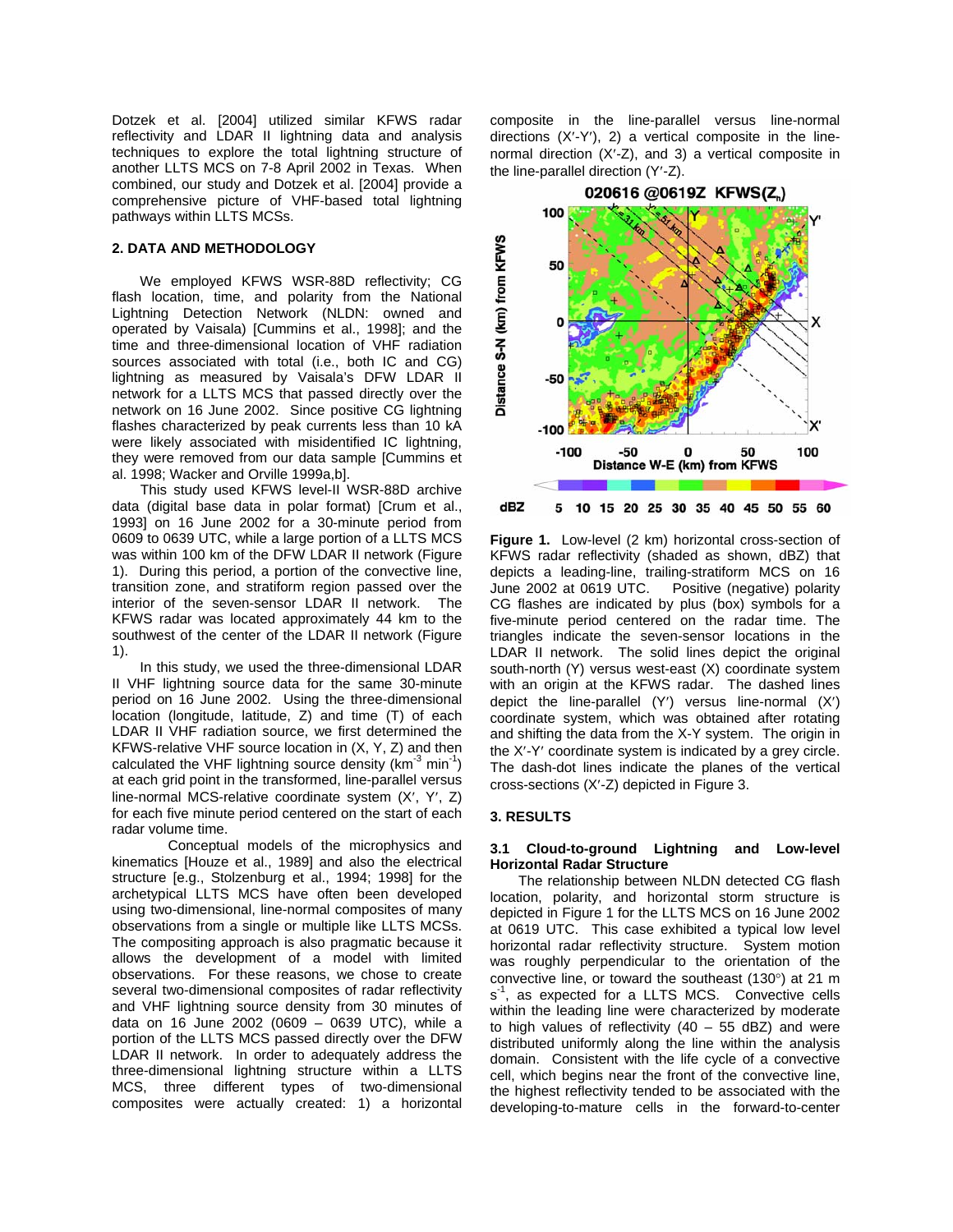Dotzek et al. [2004] utilized similar KFWS radar reflectivity and LDAR II lightning data and analysis techniques to explore the total lightning structure of another LLTS MCS on 7-8 April 2002 in Texas. When combined, our study and Dotzek et al. [2004] provide a comprehensive picture of VHF-based total lightning pathways within LLTS MCSs.

## 2. DATA AND METHODOLOGY

We employed KFWS WSR-88D reflectivity; CG flash location, time, and polarity from the National Lightning Detection Network (NLDN: owned and operated by Vaisala) [Cummins et al., 1998]; and the time and three-dimensional location of VHF radiation sources associated with total (i.e., both IC and CG) lightning as measured by Vaisala's DFW LDAR II network for a LLTS MCS that passed directly over the network on 16 June 2002. Since positive CG lightning flashes characterized by peak currents less than 10 kA were likely associated with misidentified IC lightning, they were removed from our data sample [Cummins et al. 1998; Wacker and Orville 1999a,b].

This study used KFWS level-II WSR-88D archive data (digital base data in polar format) [Crum et al., 1993] on 16 June 2002 for a 30-minute period from 0609 to 0639 UTC, while a large portion of a LLTS MCS was within 100 km of the DFW LDAR II network (Figure 1). During this period, a portion of the convective line, transition zone, and stratiform region passed over the interior of the seven-sensor LDAR II network. The KFWS radar was located approximately 44 km to the southwest of the center of the LDAR II network (Figure 1).

In this study, we used the three-dimensional LDAR II VHF lightning source data for the same 30-minute period on 16 June 2002. Using the three-dimensional location (longitude, latitude, Z) and time (T) of each LDAR II VHF radiation source, we first determined the KFWS-relative VHF source location in (X, Y, Z) and then calculated the VHF lightning source density (km$^{-3}$ min$^{-1}$) at each grid point in the transformed, line-parallel versus line-normal MCS-relative coordinate system (X′, Y′, Z) for each five minute period centered on the start of each radar volume time.

Conceptual models of the microphysics and kinematics [Houze et al., 1989] and also the electrical structure [e.g., Stolzenburg et al., 1994; 1998] for the archetypical LLTS MCS have often been developed using two-dimensional, line-normal composites of many observations from a single or multiple like LLTS MCSs. The compositing approach is also pragmatic because it allows the development of a model with limited observations. For these reasons, we chose to create several two-dimensional composites of radar reflectivity and VHF lightning source density from 30 minutes of data on 16 June 2002 (0609 – 0639 UTC), while a portion of the LLTS MCS passed directly over the DFW LDAR II network. In order to adequately address the three-dimensional lightning structure within a LLTS MCS, three different types of two-dimensional composites were actually created: 1) a horizontal composite in the line-parallel versus line-normal directions (X′-Y′), 2) a vertical composite in the line-normal direction (X′-Z), and 3) a vertical composite in the line-parallel direction (Y′-Z).

**Figure 1.** Low-level (2 km) horizontal cross-section of KFWS radar reflectivity (shaded as shown, dBZ) that depicts a leading-line, trailing-stratiform MCS on 16 June 2002 at 0619 UTC. Positive (negative) polarity CG flashes are indicated by plus (box) symbols for a five-minute period centered on the radar time. The triangles indicate the seven-sensor locations in the LDAR II network. The solid lines depict the original south-north (Y) versus west-east (X) coordinate system with an origin at the KFWS radar. The dashed lines depict the line-parallel (Y′) versus line-normal (X′) coordinate system, which was obtained after rotating and shifting the data from the X-Y system. The origin in the X′-Y′ coordinate system is indicated by a grey circle. The dash-dot lines indicate the planes of the vertical cross-sections (X′-Z) depicted in Figure 3.

## 3. RESULTS

### 3.1 Cloud-to-ground Lightning and Low-level Horizontal Radar Structure

The relationship between NLDN detected CG flash location, polarity, and horizontal storm structure is depicted in Figure 1 for the LLTS MCS on 16 June 2002 at 0619 UTC. This case exhibited a typical low level horizontal radar reflectivity structure. System motion was roughly perpendicular to the orientation of the convective line, or toward the southeast (130°) at 21 m s$^{-1}$, as expected for a LLTS MCS. Convective cells within the leading line were characterized by moderate to high values of reflectivity (40 – 55 dBZ) and were distributed uniformly along the line within the analysis domain. Consistent with the life cycle of a convective cell, which begins near the front of the convective line, the highest reflectivity tended to be associated with the developing-to-mature cells in the forward-to-center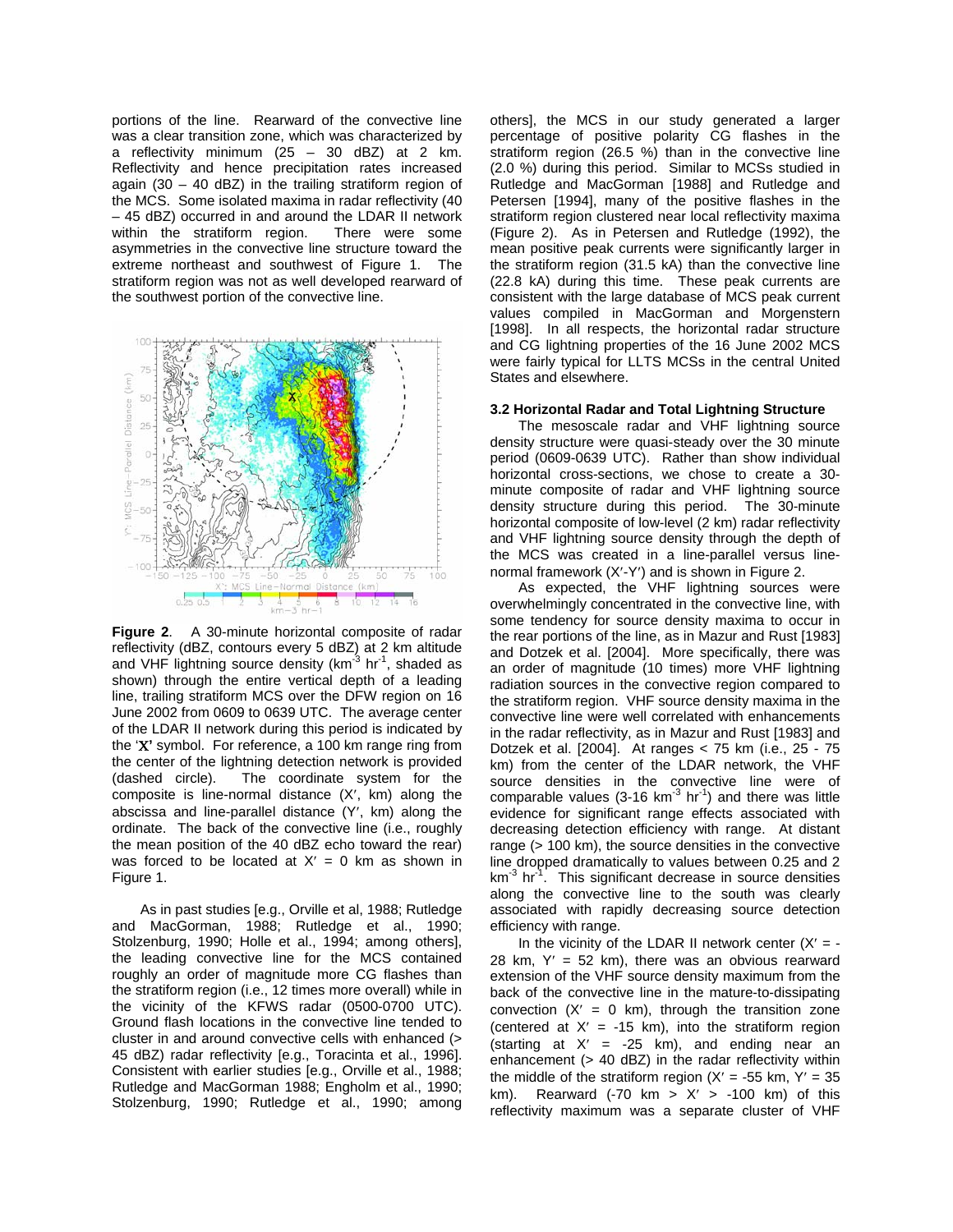portions of the line. Rearward of the convective line was a clear transition zone, which was characterized by a reflectivity minimum (25 – 30 dBZ) at 2 km. Reflectivity and hence precipitation rates increased again (30 – 40 dBZ) in the trailing stratiform region of the MCS. Some isolated maxima in radar reflectivity (40 – 45 dBZ) occurred in and around the LDAR II network within the stratiform region. There were some asymmetries in the convective line structure toward the extreme northeast and southwest of Figure 1. The stratiform region was not as well developed rearward of the southwest portion of the convective line.

**Figure 2**. A 30-minute horizontal composite of radar reflectivity (dBZ, contours every 5 dBZ) at 2 km altitude and VHF lightning source density (km$^{-3}$ hr$^{-1}$, shaded as shown) through the entire vertical depth of a leading line, trailing stratiform MCS over the DFW region on 16 June 2002 from 0609 to 0639 UTC. The average center of the LDAR II network during this period is indicated by the '**X'** symbol. For reference, a 100 km range ring from the center of the lightning detection network is provided (dashed circle). The coordinate system for the composite is line-normal distance (X′, km) along the abscissa and line-parallel distance (Y′, km) along the ordinate. The back of the convective line (i.e., roughly the mean position of the 40 dBZ echo toward the rear) was forced to be located at X′ = 0 km as shown in Figure 1.

As in past studies [e.g., Orville et al, 1988; Rutledge and MacGorman, 1988; Rutledge et al., 1990; Stolzenburg, 1990; Holle et al., 1994; among others], the leading convective line for the MCS contained roughly an order of magnitude more CG flashes than the stratiform region (i.e., 12 times more overall) while in the vicinity of the KFWS radar (0500-0700 UTC). Ground flash locations in the convective line tended to cluster in and around convective cells with enhanced (> 45 dBZ) radar reflectivity [e.g., Toracinta et al., 1996]. Consistent with earlier studies [e.g., Orville et al., 1988; Rutledge and MacGorman 1988; Engholm et al., 1990; Stolzenburg, 1990; Rutledge et al., 1990; among others], the MCS in our study generated a larger percentage of positive polarity CG flashes in the stratiform region (26.5 %) than in the convective line (2.0 %) during this period. Similar to MCSs studied in Rutledge and MacGorman [1988] and Rutledge and Petersen [1994], many of the positive flashes in the stratiform region clustered near local reflectivity maxima (Figure 2). As in Petersen and Rutledge (1992), the mean positive peak currents were significantly larger in the stratiform region (31.5 kA) than the convective line (22.8 kA) during this time. These peak currents are consistent with the large database of MCS peak current values compiled in MacGorman and Morgenstern [1998]. In all respects, the horizontal radar structure and CG lightning properties of the 16 June 2002 MCS were fairly typical for LLTS MCSs in the central United States and elsewhere.

### 3.2 Horizontal Radar and Total Lightning Structure

The mesoscale radar and VHF lightning source density structure were quasi-steady over the 30 minute period (0609-0639 UTC). Rather than show individual horizontal cross-sections, we chose to create a 30-minute composite of radar and VHF lightning source density structure during this period. The 30-minute horizontal composite of low-level (2 km) radar reflectivity and VHF lightning source density through the depth of the MCS was created in a line-parallel versus line-normal framework (X′-Y′) and is shown in Figure 2.

As expected, the VHF lightning sources were overwhelmingly concentrated in the convective line, with some tendency for source density maxima to occur in the rear portions of the line, as in Mazur and Rust [1983] and Dotzek et al. [2004]. More specifically, there was an order of magnitude (10 times) more VHF lightning radiation sources in the convective region compared to the stratiform region. VHF source density maxima in the convective line were well correlated with enhancements in the radar reflectivity, as in Mazur and Rust [1983] and Dotzek et al. [2004]. At ranges < 75 km (i.e., 25 - 75 km) from the center of the LDAR network, the VHF source densities in the convective line were of comparable values (3-16 km$^{-3}$ hr$^{-1}$) and there was little evidence for significant range effects associated with decreasing detection efficiency with range. At distant range (> 100 km), the source densities in the convective line dropped dramatically to values between 0.25 and 2 km$^{-3}$ hr$^{-1}$. This significant decrease in source densities along the convective line to the south was clearly associated with rapidly decreasing source detection efficiency with range.

In the vicinity of the LDAR II network center (X′ = -28 km, Y′ = 52 km), there was an obvious rearward extension of the VHF source density maximum from the back of the convective line in the mature-to-dissipating convection (X′ = 0 km), through the transition zone (centered at X′ = -15 km), into the stratiform region (starting at X′ = -25 km), and ending near an enhancement (> 40 dBZ) in the radar reflectivity within the middle of the stratiform region (X′ = -55 km, Y′ = 35 km). Rearward (-70 km > X′ > -100 km) of this reflectivity maximum was a separate cluster of VHF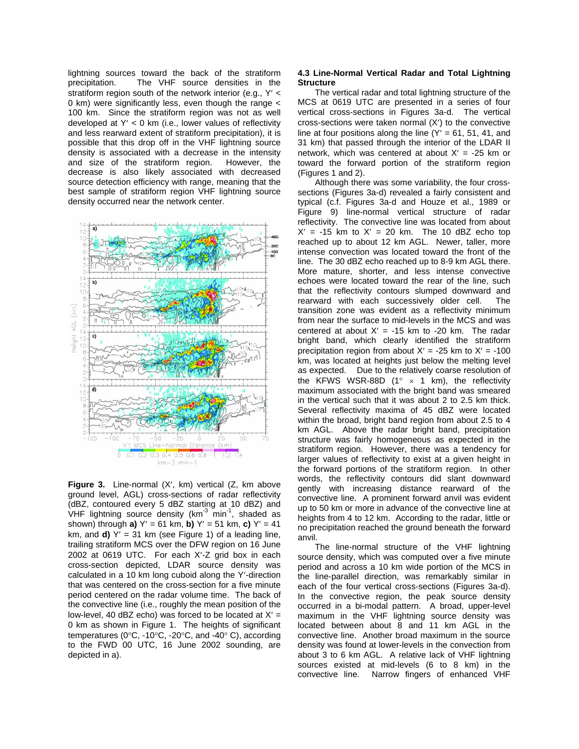lightning sources toward the back of the stratiform precipitation. The VHF source densities in the stratiform region south of the network interior (e.g., Y′ < 0 km) were significantly less, even though the range < 100 km. Since the stratiform region was not as well developed at Y′ < 0 km (i.e., lower values of reflectivity and less rearward extent of stratiform precipitation), it is possible that this drop off in the VHF lightning source density is associated with a decrease in the intensity and size of the stratiform region. However, the decrease is also likely associated with decreased source detection efficiency with range, meaning that the best sample of stratiform region VHF lightning source density occurred near the network center.

**Figure 3.** Line-normal (X′, km) vertical (Z, km above ground level, AGL) cross-sections of radar reflectivity (dBZ, contoured every 5 dBZ starting at 10 dBZ) and VHF lightning source density (km$^{-3}$ min$^{-1}$, shaded as shown) through **a)** Y′ = 61 km, **b)** Y′ = 51 km, **c)** Y′ = 41 km, and **d)** Y′ = 31 km (see Figure 1) of a leading line, trailing stratiform MCS over the DFW region on 16 June 2002 at 0619 UTC. For each X′-Z grid box in each cross-section depicted, LDAR source density was calculated in a 10 km long cuboid along the Y′-direction that was centered on the cross-section for a five minute period centered on the radar volume time. The back of the convective line (i.e., roughly the mean position of the low-level, 40 dBZ echo) was forced to be located at X′ = 0 km as shown in Figure 1. The heights of significant temperatures (0°C, -10°C, -20°C, and -40° C), according to the FWD 00 UTC, 16 June 2002 sounding, are depicted in a).

### 4.3 Line-Normal Vertical Radar and Total Lightning Structure

The vertical radar and total lightning structure of the MCS at 0619 UTC are presented in a series of four vertical cross-sections in Figures 3a-d. The vertical cross-sections were taken normal (X′) to the convective line at four positions along the line (Y′ = 61, 51, 41, and 31 km) that passed through the interior of the LDAR II network, which was centered at about X′ = -25 km or toward the forward portion of the stratiform region (Figures 1 and 2).

Although there was some variability, the four cross-sections (Figures 3a-d) revealed a fairly consistent and typical (c.f. Figures 3a-d and Houze et al., 1989 or Figure 9) line-normal vertical structure of radar reflectivity. The convective line was located from about X′ = -15 km to X′ = 20 km. The 10 dBZ echo top reached up to about 12 km AGL. Newer, taller, more intense convection was located toward the front of the line. The 30 dBZ echo reached up to 8-9 km AGL there. More mature, shorter, and less intense convective echoes were located toward the rear of the line, such that the reflectivity contours slumped downward and rearward with each successively older cell. The transition zone was evident as a reflectivity minimum from near the surface to mid-levels in the MCS and was centered at about X′ = -15 km to -20 km. The radar bright band, which clearly identified the stratiform precipitation region from about X′ = -25 km to X′ = -100 km, was located at heights just below the melting level as expected. Due to the relatively coarse resolution of the KFWS WSR-88D (1° × 1 km), the reflectivity maximum associated with the bright band was smeared in the vertical such that it was about 2 to 2.5 km thick. Several reflectivity maxima of 45 dBZ were located within the broad, bright band region from about 2.5 to 4 km AGL. Above the radar bright band, precipitation structure was fairly homogeneous as expected in the stratiform region. However, there was a tendency for larger values of reflectivity to exist at a given height in the forward portions of the stratiform region. In other words, the reflectivity contours did slant downward gently with increasing distance rearward of the convective line. A prominent forward anvil was evident up to 50 km or more in advance of the convective line at heights from 4 to 12 km. According to the radar, little or no precipitation reached the ground beneath the forward anvil.

The line-normal structure of the VHF lightning source density, which was computed over a five minute period and across a 10 km wide portion of the MCS in the line-parallel direction, was remarkably similar in each of the four vertical cross-sections (Figures 3a-d). In the convective region, the peak source density occurred in a bi-modal pattern. A broad, upper-level maximum in the VHF lightning source density was located between about 8 and 11 km AGL in the convective line. Another broad maximum in the source density was found at lower-levels in the convection from about 3 to 6 km AGL. A relative lack of VHF lightning sources existed at mid-levels (6 to 8 km) in the convective line. Narrow fingers of enhanced VHF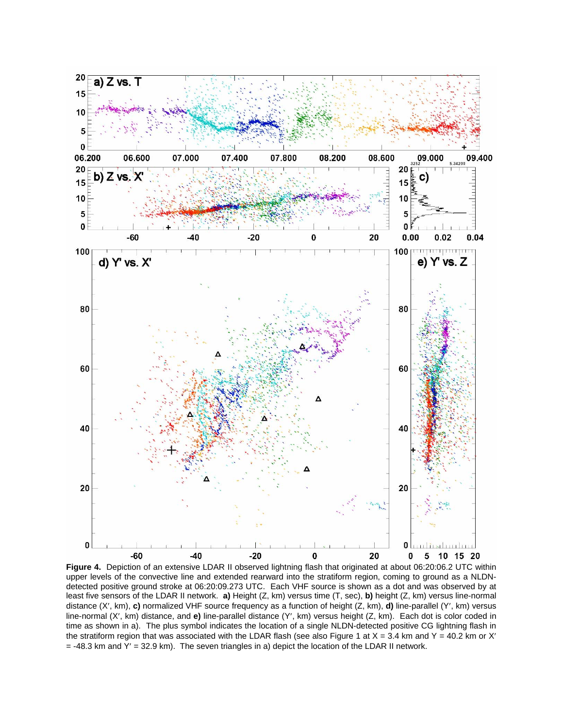**Figure 4.** Depiction of an extensive LDAR II observed lightning flash that originated at about 06:20:06.2 UTC within upper levels of the convective line and extended rearward into the stratiform region, coming to ground as a NLDN-detected positive ground stroke at 06:20:09.273 UTC. Each VHF source is shown as a dot and was observed by at least five sensors of the LDAR II network. **a)** Height (Z, km) versus time (T, sec), **b)** height (Z, km) versus line-normal distance (X′, km), **c)** normalized VHF source frequency as a function of height (Z, km), **d)** line-parallel (Y′, km) versus line-normal (X′, km) distance, and **e)** line-parallel distance (Y′, km) versus height (Z, km). Each dot is color coded in time as shown in a). The plus symbol indicates the location of a single NLDN-detected positive CG lightning flash in the stratiform region that was associated with the LDAR flash (see also Figure 1 at X = 3.4 km and Y = 40.2 km or X′ = -48.3 km and Y′ = 32.9 km). The seven triangles in a) depict the location of the LDAR II network.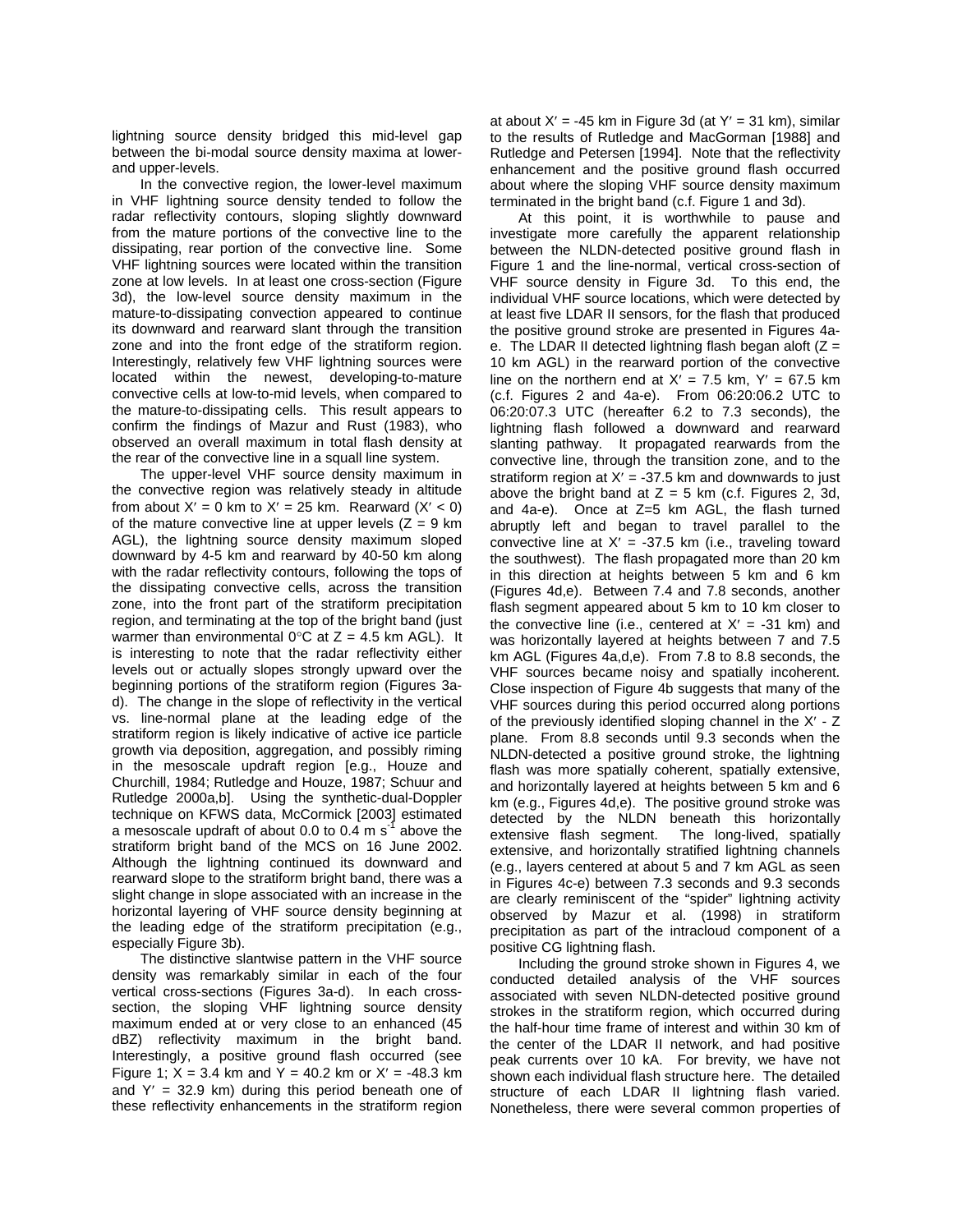lightning source density bridged this mid-level gap between the bi-modal source density maxima at lower- and upper-levels.

In the convective region, the lower-level maximum in VHF lightning source density tended to follow the radar reflectivity contours, sloping slightly downward from the mature portions of the convective line to the dissipating, rear portion of the convective line. Some VHF lightning sources were located within the transition zone at low levels. In at least one cross-section (Figure 3d), the low-level source density maximum in the mature-to-dissipating convection appeared to continue its downward and rearward slant through the transition zone and into the front edge of the stratiform region. Interestingly, relatively few VHF lightning sources were located within the newest, developing-to-mature convective cells at low-to-mid levels, when compared to the mature-to-dissipating cells. This result appears to confirm the findings of Mazur and Rust (1983), who observed an overall maximum in total flash density at the rear of the convective line in a squall line system.

The upper-level VHF source density maximum in the convective region was relatively steady in altitude from about X′ = 0 km to X′ = 25 km. Rearward (X′ < 0) of the mature convective line at upper levels (Z = 9 km AGL), the lightning source density maximum sloped downward by 4-5 km and rearward by 40-50 km along with the radar reflectivity contours, following the tops of the dissipating convective cells, across the transition zone, into the front part of the stratiform precipitation region, and terminating at the top of the bright band (just warmer than environmental 0°C at Z = 4.5 km AGL). It is interesting to note that the radar reflectivity either levels out or actually slopes strongly upward over the beginning portions of the stratiform region (Figures 3a-d). The change in the slope of reflectivity in the vertical vs. line-normal plane at the leading edge of the stratiform region is likely indicative of active ice particle growth via deposition, aggregation, and possibly riming in the mesoscale updraft region [e.g., Houze and Churchill, 1984; Rutledge and Houze, 1987; Schuur and Rutledge 2000a,b]. Using the synthetic-dual-Doppler technique on KFWS data, McCormick [2003] estimated a mesoscale updraft of about 0.0 to 0.4 m s$^{-1}$ above the stratiform bright band of the MCS on 16 June 2002. Although the lightning continued its downward and rearward slope to the stratiform bright band, there was a slight change in slope associated with an increase in the horizontal layering of VHF source density beginning at the leading edge of the stratiform precipitation (e.g., especially Figure 3b).

The distinctive slantwise pattern in the VHF source density was remarkably similar in each of the four vertical cross-sections (Figures 3a-d). In each cross-section, the sloping VHF lightning source density maximum ended at or very close to an enhanced (45 dBZ) reflectivity maximum in the bright band. Interestingly, a positive ground flash occurred (see Figure 1; X = 3.4 km and Y = 40.2 km or X′ = -48.3 km and Y′ = 32.9 km) during this period beneath one of these reflectivity enhancements in the stratiform region at about X′ = -45 km in Figure 3d (at Y′ = 31 km), similar to the results of Rutledge and MacGorman [1988] and Rutledge and Petersen [1994]. Note that the reflectivity enhancement and the positive ground flash occurred about where the sloping VHF source density maximum terminated in the bright band (c.f. Figure 1 and 3d).

At this point, it is worthwhile to pause and investigate more carefully the apparent relationship between the NLDN-detected positive ground flash in Figure 1 and the line-normal, vertical cross-section of VHF source density in Figure 3d. To this end, the individual VHF source locations, which were detected by at least five LDAR II sensors, for the flash that produced the positive ground stroke are presented in Figures 4a-e. The LDAR II detected lightning flash began aloft (Z = 10 km AGL) in the rearward portion of the convective line on the northern end at X′ = 7.5 km, Y′ = 67.5 km (c.f. Figures 2 and 4a-e). From 06:20:06.2 UTC to 06:20:07.3 UTC (hereafter 6.2 to 7.3 seconds), the lightning flash followed a downward and rearward slanting pathway. It propagated rearwards from the convective line, through the transition zone, and to the stratiform region at X′ = -37.5 km and downwards to just above the bright band at Z = 5 km (c.f. Figures 2, 3d, and 4a-e). Once at Z=5 km AGL, the flash turned abruptly left and began to travel parallel to the convective line at X′ = -37.5 km (i.e., traveling toward the southwest). The flash propagated more than 20 km in this direction at heights between 5 km and 6 km (Figures 4d,e). Between 7.4 and 7.8 seconds, another flash segment appeared about 5 km to 10 km closer to the convective line (i.e., centered at X′ = -31 km) and was horizontally layered at heights between 7 and 7.5 km AGL (Figures 4a,d,e). From 7.8 to 8.8 seconds, the VHF sources became noisy and spatially incoherent. Close inspection of Figure 4b suggests that many of the VHF sources during this period occurred along portions of the previously identified sloping channel in the X′ - Z plane. From 8.8 seconds until 9.3 seconds when the NLDN-detected a positive ground stroke, the lightning flash was more spatially coherent, spatially extensive, and horizontally layered at heights between 5 and 6 km (e.g., Figures 4d,e). The positive ground stroke was detected by the NLDN beneath this horizontally extensive flash segment. The long-lived, spatially extensive, and horizontally stratified lightning channels (e.g., layers centered at about 5 and 7 km AGL as seen in Figures 4c-e) between 7.3 seconds and 9.3 seconds are clearly reminiscent of the "spider" lightning activity observed by Mazur et al. (1998) in stratiform precipitation as part of the intracloud component of a positive CG lightning flash.

Including the ground stroke shown in Figures 4, we conducted detailed analysis of the VHF sources associated with seven NLDN-detected positive ground strokes in the stratiform region, which occurred during the half-hour time frame of interest and within 30 km of the center of the LDAR II network, and had positive peak currents over 10 kA. For brevity, we have not shown each individual flash structure here. The detailed structure of each LDAR II lightning flash varied. Nonetheless, there were several common properties of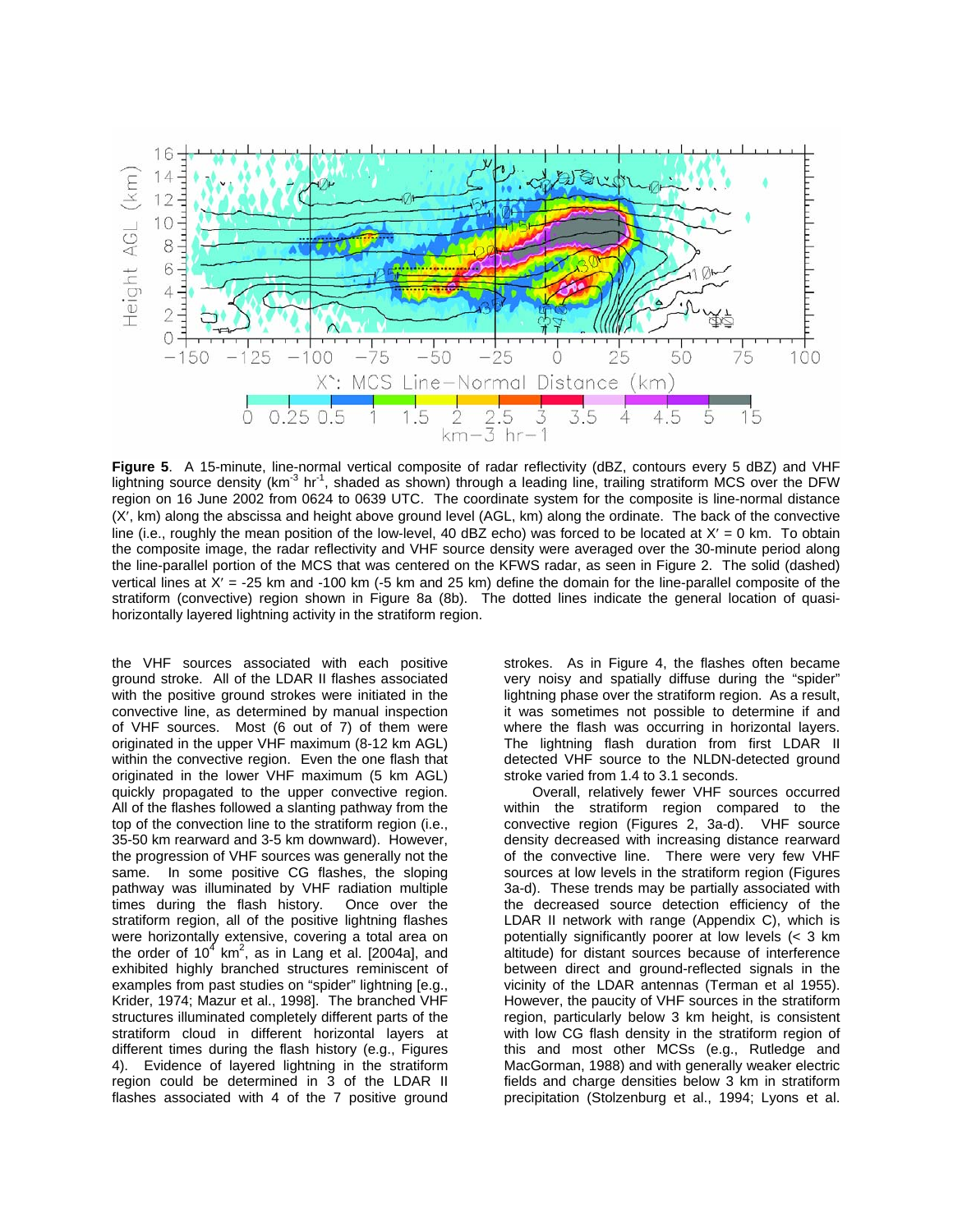**Figure 5**. A 15-minute, line-normal vertical composite of radar reflectivity (dBZ, contours every 5 dBZ) and VHF lightning source density (km$^{-3}$ hr$^{-1}$, shaded as shown) through a leading line, trailing stratiform MCS over the DFW region on 16 June 2002 from 0624 to 0639 UTC. The coordinate system for the composite is line-normal distance (X′, km) along the abscissa and height above ground level (AGL, km) along the ordinate. The back of the convective line (i.e., roughly the mean position of the low-level, 40 dBZ echo) was forced to be located at X′ = 0 km. To obtain the composite image, the radar reflectivity and VHF source density were averaged over the 30-minute period along the line-parallel portion of the MCS that was centered on the KFWS radar, as seen in Figure 2. The solid (dashed) vertical lines at X′ = -25 km and -100 km (-5 km and 25 km) define the domain for the line-parallel composite of the stratiform (convective) region shown in Figure 8a (8b). The dotted lines indicate the general location of quasi-horizontally layered lightning activity in the stratiform region.

the VHF sources associated with each positive ground stroke. All of the LDAR II flashes associated with the positive ground strokes were initiated in the convective line, as determined by manual inspection of VHF sources. Most (6 out of 7) of them were originated in the upper VHF maximum (8-12 km AGL) within the convective region. Even the one flash that originated in the lower VHF maximum (5 km AGL) quickly propagated to the upper convective region. All of the flashes followed a slanting pathway from the top of the convection line to the stratiform region (i.e., 35-50 km rearward and 3-5 km downward). However, the progression of VHF sources was generally not the same. In some positive CG flashes, the sloping pathway was illuminated by VHF radiation multiple times during the flash history. Once over the stratiform region, all of the positive lightning flashes were horizontally extensive, covering a total area on the order of $10^4$ km$^2$, as in Lang et al. [2004a], and exhibited highly branched structures reminiscent of examples from past studies on "spider" lightning [e.g., Krider, 1974; Mazur et al., 1998]. The branched VHF structures illuminated completely different parts of the stratiform cloud in different horizontal layers at different times during the flash history (e.g., Figures 4). Evidence of layered lightning in the stratiform region could be determined in 3 of the LDAR II flashes associated with 4 of the 7 positive ground strokes. As in Figure 4, the flashes often became very noisy and spatially diffuse during the "spider" lightning phase over the stratiform region. As a result, it was sometimes not possible to determine if and where the flash was occurring in horizontal layers. The lightning flash duration from first LDAR II detected VHF source to the NLDN-detected ground stroke varied from 1.4 to 3.1 seconds.

Overall, relatively fewer VHF sources occurred within the stratiform region compared to the convective region (Figures 2, 3a-d). VHF source density decreased with increasing distance rearward of the convective line. There were very few VHF sources at low levels in the stratiform region (Figures 3a-d). These trends may be partially associated with the decreased source detection efficiency of the LDAR II network with range (Appendix C), which is potentially significantly poorer at low levels (< 3 km altitude) for distant sources because of interference between direct and ground-reflected signals in the vicinity of the LDAR antennas (Terman et al 1955). However, the paucity of VHF sources in the stratiform region, particularly below 3 km height, is consistent with low CG flash density in the stratiform region of this and most other MCSs (e.g., Rutledge and MacGorman, 1988) and with generally weaker electric fields and charge densities below 3 km in stratiform precipitation (Stolzenburg et al., 1994; Lyons et al.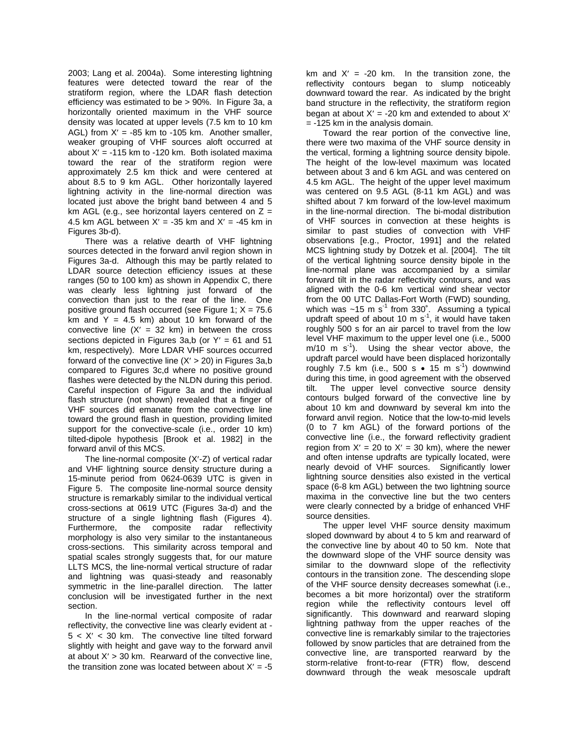2003; Lang et al. 2004a). Some interesting lightning features were detected toward the rear of the stratiform region, where the LDAR flash detection efficiency was estimated to be > 90%. In Figure 3a, a horizontally oriented maximum in the VHF source density was located at upper levels (7.5 km to 10 km AGL) from X′ = -85 km to -105 km. Another smaller, weaker grouping of VHF sources aloft occurred at about X′ = -115 km to -120 km. Both isolated maxima toward the rear of the stratiform region were approximately 2.5 km thick and were centered at about 8.5 to 9 km AGL. Other horizontally layered lightning activity in the line-normal direction was located just above the bright band between 4 and 5 km AGL (e.g., see horizontal layers centered on Z = 4.5 km AGL between X′ = -35 km and X′ = -45 km in Figures 3b-d).

There was a relative dearth of VHF lightning sources detected in the forward anvil region shown in Figures 3a-d. Although this may be partly related to LDAR source detection efficiency issues at these ranges (50 to 100 km) as shown in Appendix C, there was clearly less lightning just forward of the convection than just to the rear of the line. One positive ground flash occurred (see Figure 1; X = 75.6 km and Y = 4.5 km) about 10 km forward of the convective line (X′ = 32 km) in between the cross sections depicted in Figures 3a,b (or Y′ = 61 and 51 km, respectively). More LDAR VHF sources occurred forward of the convective line (X′ > 20) in Figures 3a,b compared to Figures 3c,d where no positive ground flashes were detected by the NLDN during this period. Careful inspection of Figure 3a and the individual flash structure (not shown) revealed that a finger of VHF sources did emanate from the convective line toward the ground flash in question, providing limited support for the convective-scale (i.e., order 10 km) tilted-dipole hypothesis [Brook et al. 1982] in the forward anvil of this MCS.

The line-normal composite (X′-Z) of vertical radar and VHF lightning source density structure during a 15-minute period from 0624-0639 UTC is given in Figure 5. The composite line-normal source density structure is remarkably similar to the individual vertical cross-sections at 0619 UTC (Figures 3a-d) and the structure of a single lightning flash (Figures 4). Furthermore, the composite radar reflectivity morphology is also very similar to the instantaneous cross-sections. This similarity across temporal and spatial scales strongly suggests that, for our mature LLTS MCS, the line-normal vertical structure of radar and lightning was quasi-steady and reasonably symmetric in the line-parallel direction. The latter conclusion will be investigated further in the next section.

In the line-normal vertical composite of radar reflectivity, the convective line was clearly evident at -5 < X′ < 30 km. The convective line tilted forward slightly with height and gave way to the forward anvil at about X′ > 30 km. Rearward of the convective line, the transition zone was located between about X′ = -5 km and X′ = -20 km. In the transition zone, the reflectivity contours began to slump noticeably downward toward the rear. As indicated by the bright band structure in the reflectivity, the stratiform region began at about X′ = -20 km and extended to about X′ = -125 km in the analysis domain.

Toward the rear portion of the convective line, there were two maxima of the VHF source density in the vertical, forming a lightning source density bipole. The height of the low-level maximum was located between about 3 and 6 km AGL and was centered on 4.5 km AGL. The height of the upper level maximum was centered on 9.5 AGL (8-11 km AGL) and was shifted about 7 km forward of the low-level maximum in the line-normal direction. The bi-modal distribution of VHF sources in convection at these heights is similar to past studies of convection with VHF observations [e.g., Proctor, 1991] and the related MCS lightning study by Dotzek et al. [2004]. The tilt of the vertical lightning source density bipole in the line-normal plane was accompanied by a similar forward tilt in the radar reflectivity contours, and was aligned with the 0-6 km vertical wind shear vector from the 00 UTC Dallas-Fort Worth (FWD) sounding, which was ~15 m s$^{-1}$ from 330°. Assuming a typical updraft speed of about 10 m s$^{-1}$, it would have taken roughly 500 s for an air parcel to travel from the low level VHF maximum to the upper level one (i.e., 5000 m/10 m s$^{-1}$). Using the shear vector above, the updraft parcel would have been displaced horizontally roughly 7.5 km (i.e., 500 s • 15 m s$^{-1}$) downwind during this time, in good agreement with the observed tilt. The upper level convective source density contours bulged forward of the convective line by about 10 km and downward by several km into the forward anvil region. Notice that the low-to-mid levels (0 to 7 km AGL) of the forward portions of the convective line (i.e., the forward reflectivity gradient region from X′ = 20 to X′ = 30 km), where the newer and often intense updrafts are typically located, were nearly devoid of VHF sources. Significantly lower lightning source densities also existed in the vertical space (6-8 km AGL) between the two lightning source maxima in the convective line but the two centers were clearly connected by a bridge of enhanced VHF source densities.

The upper level VHF source density maximum sloped downward by about 4 to 5 km and rearward of the convective line by about 40 to 50 km. Note that the downward slope of the VHF source density was similar to the downward slope of the reflectivity contours in the transition zone. The descending slope of the VHF source density decreases somewhat (i.e., becomes a bit more horizontal) over the stratiform region while the reflectivity contours level off significantly. This downward and rearward sloping lightning pathway from the upper reaches of the convective line is remarkably similar to the trajectories followed by snow particles that are detrained from the convective line, are transported rearward by the storm-relative front-to-rear (FTR) flow, descend downward through the weak mesoscale updraft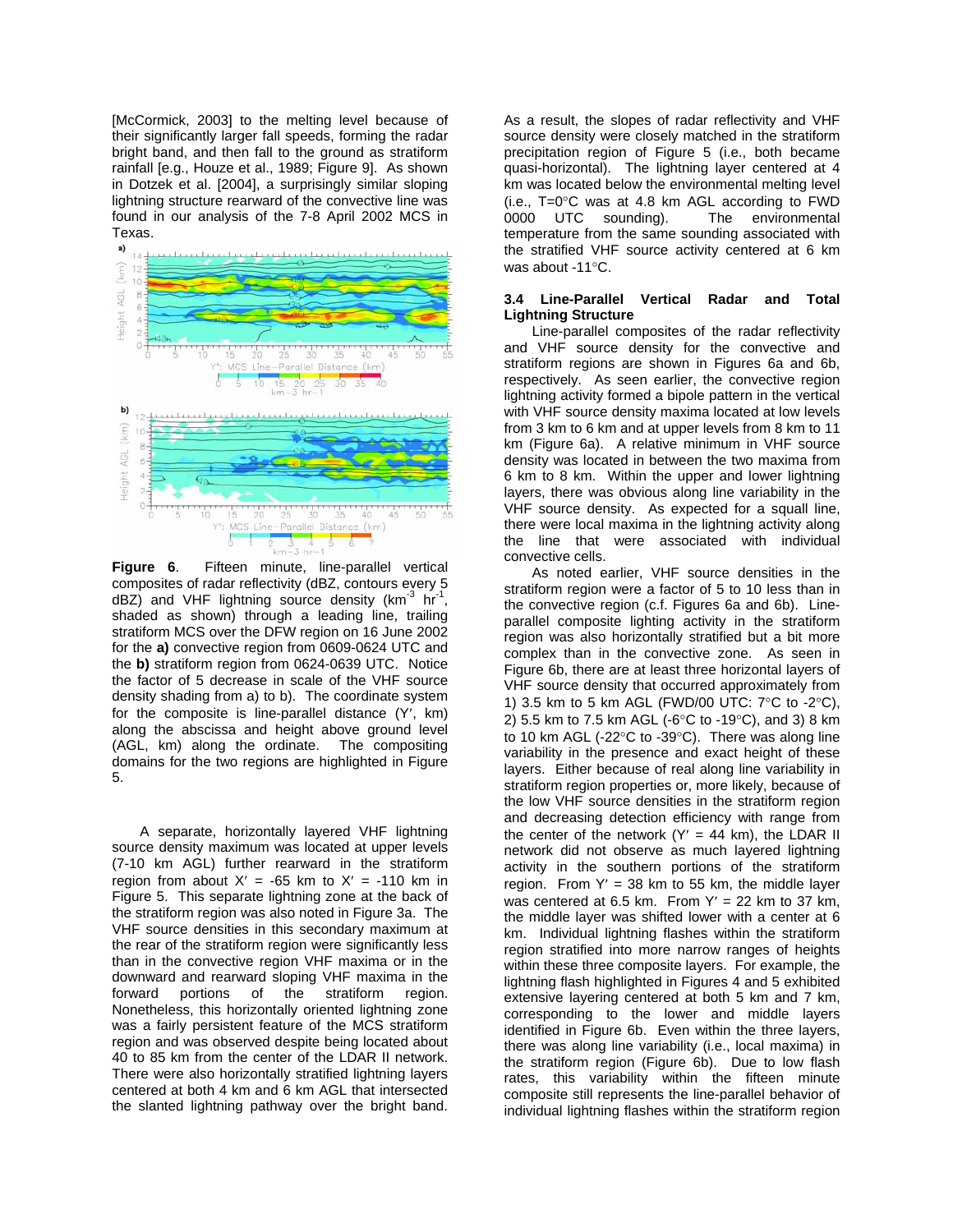[McCormick, 2003] to the melting level because of their significantly larger fall speeds, forming the radar bright band, and then fall to the ground as stratiform rainfall [e.g., Houze et al., 1989; Figure 9]. As shown in Dotzek et al. [2004], a surprisingly similar sloping lightning structure rearward of the convective line was found in our analysis of the 7-8 April 2002 MCS in Texas.

**Figure 6**. Fifteen minute, line-parallel vertical composites of radar reflectivity (dBZ, contours every 5 dBZ) and VHF lightning source density ($km^{-3}$ $hr^{-1}$, shaded as shown) through a leading line, trailing stratiform MCS over the DFW region on 16 June 2002 for the **a)** convective region from 0609-0624 UTC and the **b)** stratiform region from 0624-0639 UTC. Notice the factor of 5 decrease in scale of the VHF source density shading from a) to b). The coordinate system for the composite is line-parallel distance (Y′, km) along the abscissa and height above ground level (AGL, km) along the ordinate. The compositing domains for the two regions are highlighted in Figure 5.

A separate, horizontally layered VHF lightning source density maximum was located at upper levels (7-10 km AGL) further rearward in the stratiform region from about X′ = -65 km to X′ = -110 km in Figure 5. This separate lightning zone at the back of the stratiform region was also noted in Figure 3a. The VHF source densities in this secondary maximum at the rear of the stratiform region were significantly less than in the convective region VHF maxima or in the downward and rearward sloping VHF maxima in the forward portions of the stratiform region. Nonetheless, this horizontally oriented lightning zone was a fairly persistent feature of the MCS stratiform region and was observed despite being located about 40 to 85 km from the center of the LDAR II network. There were also horizontally stratified lightning layers centered at both 4 km and 6 km AGL that intersected the slanted lightning pathway over the bright band. As a result, the slopes of radar reflectivity and VHF source density were closely matched in the stratiform precipitation region of Figure 5 (i.e., both became quasi-horizontal). The lightning layer centered at 4 km was located below the environmental melting level (i.e., T=0°C was at 4.8 km AGL according to FWD 0000 UTC sounding). The environmental temperature from the same sounding associated with the stratified VHF source activity centered at 6 km was about -11°C.

### 3.4 Line-Parallel Vertical Radar and Total Lightning Structure

Line-parallel composites of the radar reflectivity and VHF source density for the convective and stratiform regions are shown in Figures 6a and 6b, respectively. As seen earlier, the convective region lightning activity formed a bipole pattern in the vertical with VHF source density maxima located at low levels from 3 km to 6 km and at upper levels from 8 km to 11 km (Figure 6a). A relative minimum in VHF source density was located in between the two maxima from 6 km to 8 km. Within the upper and lower lightning layers, there was obvious along line variability in the VHF source density. As expected for a squall line, there were local maxima in the lightning activity along the line that were associated with individual convective cells.

As noted earlier, VHF source densities in the stratiform region were a factor of 5 to 10 less than in the convective region (c.f. Figures 6a and 6b). Line-parallel composite lighting activity in the stratiform region was also horizontally stratified but a bit more complex than in the convective zone. As seen in Figure 6b, there are at least three horizontal layers of VHF source density that occurred approximately from 1) 3.5 km to 5 km AGL (FWD/00 UTC: 7°C to -2°C), 2) 5.5 km to 7.5 km AGL (-6°C to -19°C), and 3) 8 km to 10 km AGL (-22°C to -39°C). There was along line variability in the presence and exact height of these layers. Either because of real along line variability in stratiform region properties or, more likely, because of the low VHF source densities in the stratiform region and decreasing detection efficiency with range from the center of the network (Y′ = 44 km), the LDAR II network did not observe as much layered lightning activity in the southern portions of the stratiform region. From Y′ = 38 km to 55 km, the middle layer was centered at 6.5 km. From Y′ = 22 km to 37 km, the middle layer was shifted lower with a center at 6 km. Individual lightning flashes within the stratiform region stratified into more narrow ranges of heights within these three composite layers. For example, the lightning flash highlighted in Figures 4 and 5 exhibited extensive layering centered at both 5 km and 7 km, corresponding to the lower and middle layers identified in Figure 6b. Even within the three layers, there was along line variability (i.e., local maxima) in the stratiform region (Figure 6b). Due to low flash rates, this variability within the fifteen minute composite still represents the line-parallel behavior of individual lightning flashes within the stratiform region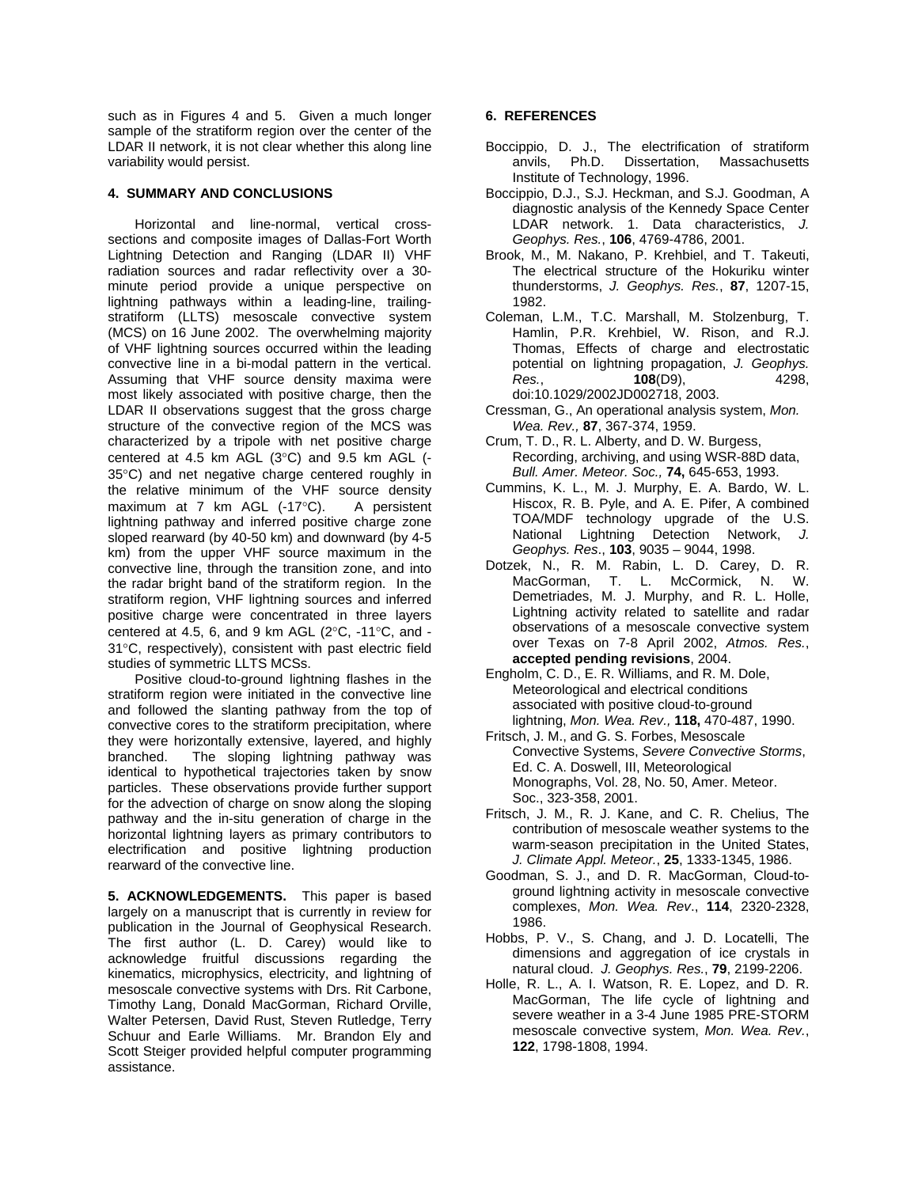such as in Figures 4 and 5. Given a much longer sample of the stratiform region over the center of the LDAR II network, it is not clear whether this along line variability would persist.

## 4. SUMMARY AND CONCLUSIONS

Horizontal and line-normal, vertical cross-sections and composite images of Dallas-Fort Worth Lightning Detection and Ranging (LDAR II) VHF radiation sources and radar reflectivity over a 30-minute period provide a unique perspective on lightning pathways within a leading-line, trailing-stratiform (LLTS) mesoscale convective system (MCS) on 16 June 2002. The overwhelming majority of VHF lightning sources occurred within the leading convective line in a bi-modal pattern in the vertical. Assuming that VHF source density maxima were most likely associated with positive charge, then the LDAR II observations suggest that the gross charge structure of the convective region of the MCS was characterized by a tripole with net positive charge centered at 4.5 km AGL (3°C) and 9.5 km AGL (-35°C) and net negative charge centered roughly in the relative minimum of the VHF source density maximum at 7 km AGL (-17°C). A persistent lightning pathway and inferred positive charge zone sloped rearward (by 40-50 km) and downward (by 4-5 km) from the upper VHF source maximum in the convective line, through the transition zone, and into the radar bright band of the stratiform region. In the stratiform region, VHF lightning sources and inferred positive charge were concentrated in three layers centered at 4.5, 6, and 9 km AGL (2°C, -11°C, and -31°C, respectively), consistent with past electric field studies of symmetric LLTS MCSs.

Positive cloud-to-ground lightning flashes in the stratiform region were initiated in the convective line and followed the slanting pathway from the top of convective cores to the stratiform precipitation, where they were horizontally extensive, layered, and highly branched. The sloping lightning pathway was identical to hypothetical trajectories taken by snow particles. These observations provide further support for the advection of charge on snow along the sloping pathway and the in-situ generation of charge in the horizontal lightning layers as primary contributors to electrification and positive lightning production rearward of the convective line.

**5. ACKNOWLEDGEMENTS.** This paper is based largely on a manuscript that is currently in review for publication in the Journal of Geophysical Research. The first author (L. D. Carey) would like to acknowledge fruitful discussions regarding the kinematics, microphysics, electricity, and lightning of mesoscale convective systems with Drs. Rit Carbone, Timothy Lang, Donald MacGorman, Richard Orville, Walter Petersen, David Rust, Steven Rutledge, Terry Schuur and Earle Williams. Mr. Brandon Ely and Scott Steiger provided helpful computer programming assistance.

## 6. REFERENCES

Boccippio, D. J., The electrification of stratiform anvils, Ph.D. Dissertation, Massachusetts Institute of Technology, 1996.

Boccippio, D.J., S.J. Heckman, and S.J. Goodman, A diagnostic analysis of the Kennedy Space Center LDAR network. 1. Data characteristics, *J. Geophys. Res.*, **106**, 4769-4786, 2001.

Brook, M., M. Nakano, P. Krehbiel, and T. Takeuti, The electrical structure of the Hokuriku winter thunderstorms, *J. Geophys. Res.*, **87**, 1207-15, 1982.

Coleman, L.M., T.C. Marshall, M. Stolzenburg, T. Hamlin, P.R. Krehbiel, W. Rison, and R.J. Thomas, Effects of charge and electrostatic potential on lightning propagation, *J. Geophys. Res.*, **108**(D9), 4298, doi:10.1029/2002JD002718, 2003.

Cressman, G., An operational analysis system, *Mon. Wea. Rev.,* **87**, 367-374, 1959.

Crum, T. D., R. L. Alberty, and D. W. Burgess, Recording, archiving, and using WSR-88D data, *Bull. Amer. Meteor. Soc.,* **74,** 645-653, 1993.

Cummins, K. L., M. J. Murphy, E. A. Bardo, W. L. Hiscox, R. B. Pyle, and A. E. Pifer, A combined TOA/MDF technology upgrade of the U.S. National Lightning Detection Network, *J. Geophys. Res*., **103**, 9035 – 9044, 1998.

Dotzek, N., R. M. Rabin, L. D. Carey, D. R. MacGorman, T. L. McCormick, N. W. Demetriades, M. J. Murphy, and R. L. Holle, Lightning activity related to satellite and radar observations of a mesoscale convective system over Texas on 7-8 April 2002, *Atmos. Res.*, **accepted pending revisions**, 2004.

Engholm, C. D., E. R. Williams, and R. M. Dole, Meteorological and electrical conditions associated with positive cloud-to-ground lightning, *Mon. Wea. Rev.,* **118,** 470-487, 1990.

Fritsch, J. M., and G. S. Forbes, Mesoscale Convective Systems, *Severe Convective Storms*, Ed. C. A. Doswell, III, Meteorological Monographs, Vol. 28, No. 50, Amer. Meteor. Soc., 323-358, 2001.

Fritsch, J. M., R. J. Kane, and C. R. Chelius, The contribution of mesoscale weather systems to the warm-season precipitation in the United States, *J. Climate Appl. Meteor.*, **25**, 1333-1345, 1986.

Goodman, S. J., and D. R. MacGorman, Cloud-to-ground lightning activity in mesoscale convective complexes, *Mon. Wea. Rev*., **114**, 2320-2328, 1986.

Hobbs, P. V., S. Chang, and J. D. Locatelli, The dimensions and aggregation of ice crystals in natural cloud. *J. Geophys. Res.*, **79**, 2199-2206.

Holle, R. L., A. I. Watson, R. E. Lopez, and D. R. MacGorman, The life cycle of lightning and severe weather in a 3-4 June 1985 PRE-STORM mesoscale convective system, *Mon. Wea. Rev.*, **122**, 1798-1808, 1994.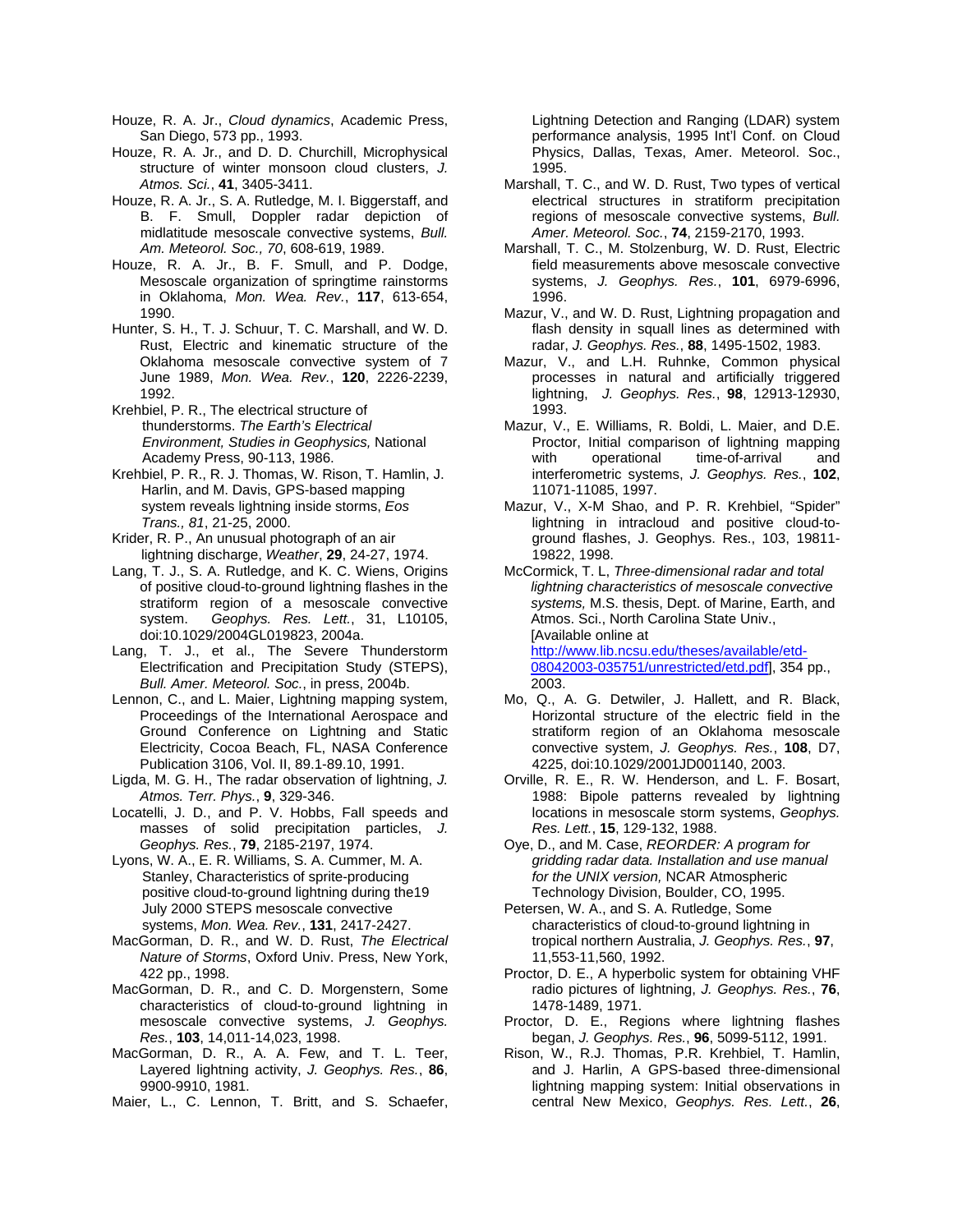Houze, R. A. Jr., *Cloud dynamics*, Academic Press, San Diego, 573 pp., 1993.

Houze, R. A. Jr., and D. D. Churchill, Microphysical structure of winter monsoon cloud clusters, *J. Atmos. Sci.*, **41**, 3405-3411.

Houze, R. A. Jr., S. A. Rutledge, M. I. Biggerstaff, and B. F. Smull, Doppler radar depiction of midlatitude mesoscale convective systems, *Bull. Am. Meteorol. Soc., 70*, 608-619, 1989.

Houze, R. A. Jr., B. F. Smull, and P. Dodge, Mesoscale organization of springtime rainstorms in Oklahoma, *Mon. Wea. Rev.*, **117**, 613-654, 1990.

Hunter, S. H., T. J. Schuur, T. C. Marshall, and W. D. Rust, Electric and kinematic structure of the Oklahoma mesoscale convective system of 7 June 1989, *Mon. Wea. Rev.*, **120**, 2226-2239, 1992.

Krehbiel, P. R., The electrical structure of thunderstorms. *The Earth's Electrical Environment, Studies in Geophysics,* National Academy Press, 90-113, 1986.

Krehbiel, P. R., R. J. Thomas, W. Rison, T. Hamlin, J. Harlin, and M. Davis, GPS-based mapping system reveals lightning inside storms, *Eos Trans., 81*, 21-25, 2000.

Krider, R. P., An unusual photograph of an air lightning discharge, *Weather*, **29**, 24-27, 1974.

Lang, T. J., S. A. Rutledge, and K. C. Wiens, Origins of positive cloud-to-ground lightning flashes in the stratiform region of a mesoscale convective system. *Geophys. Res. Lett.*, 31, L10105, doi:10.1029/2004GL019823, 2004a.

Lang, T. J., et al., The Severe Thunderstorm Electrification and Precipitation Study (STEPS), *Bull. Amer. Meteorol. Soc.*, in press, 2004b.

Lennon, C., and L. Maier, Lightning mapping system, Proceedings of the International Aerospace and Ground Conference on Lightning and Static Electricity, Cocoa Beach, FL, NASA Conference Publication 3106, Vol. II, 89.1-89.10, 1991.

Ligda, M. G. H., The radar observation of lightning, *J. Atmos. Terr. Phys.*, **9**, 329-346.

Locatelli, J. D., and P. V. Hobbs, Fall speeds and masses of solid precipitation particles, *J. Geophys. Res.*, **79**, 2185-2197, 1974.

Lyons, W. A., E. R. Williams, S. A. Cummer, M. A. Stanley, Characteristics of sprite-producing positive cloud-to-ground lightning during the19 July 2000 STEPS mesoscale convective systems, *Mon. Wea. Rev.*, **131**, 2417-2427.

MacGorman, D. R., and W. D. Rust, *The Electrical Nature of Storms*, Oxford Univ. Press, New York, 422 pp., 1998.

MacGorman, D. R., and C. D. Morgenstern, Some characteristics of cloud-to-ground lightning in mesoscale convective systems, *J. Geophys. Res.*, **103**, 14,011-14,023, 1998.

MacGorman, D. R., A. A. Few, and T. L. Teer, Layered lightning activity, *J. Geophys. Res.*, **86**, 9900-9910, 1981.

Maier, L., C. Lennon, T. Britt, and S. Schaefer, Lightning Detection and Ranging (LDAR) system performance analysis, 1995 Int'l Conf. on Cloud Physics, Dallas, Texas, Amer. Meteorol. Soc., 1995.

Marshall, T. C., and W. D. Rust, Two types of vertical electrical structures in stratiform precipitation regions of mesoscale convective systems, *Bull. Amer. Meteorol. Soc.*, **74**, 2159-2170, 1993.

Marshall, T. C., M. Stolzenburg, W. D. Rust, Electric field measurements above mesoscale convective systems, *J. Geophys. Res.*, **101**, 6979-6996, 1996.

Mazur, V., and W. D. Rust, Lightning propagation and flash density in squall lines as determined with radar, *J. Geophys. Res.*, **88**, 1495-1502, 1983.

Mazur, V., and L.H. Ruhnke, Common physical processes in natural and artificially triggered lightning, *J. Geophys. Res.*, **98**, 12913-12930, 1993.

Mazur, V., E. Williams, R. Boldi, L. Maier, and D.E. Proctor, Initial comparison of lightning mapping with operational time-of-arrival and interferometric systems, *J. Geophys. Res.*, **102**, 11071-11085, 1997.

Mazur, V., X-M Shao, and P. R. Krehbiel, "Spider" lightning in intracloud and positive cloud-to-ground flashes, J. Geophys. Res., 103, 19811-19822, 1998.

McCormick, T. L, *Three-dimensional radar and total lightning characteristics of mesoscale convective systems,* M.S. thesis, Dept. of Marine, Earth, and Atmos. Sci., North Carolina State Univ., [Available online at http://www.lib.ncsu.edu/theses/available/etd-08042003-035751/unrestricted/etd.pdf], 354 pp., 2003.

Mo, Q., A. G. Detwiler, J. Hallett, and R. Black, Horizontal structure of the electric field in the stratiform region of an Oklahoma mesoscale convective system, *J. Geophys. Res.*, **108**, D7, 4225, doi:10.1029/2001JD001140, 2003.

Orville, R. E., R. W. Henderson, and L. F. Bosart, 1988: Bipole patterns revealed by lightning locations in mesoscale storm systems, *Geophys. Res. Lett.*, **15**, 129-132, 1988.

Oye, D., and M. Case, *REORDER: A program for gridding radar data. Installation and use manual for the UNIX version,* NCAR Atmospheric Technology Division, Boulder, CO, 1995.

Petersen, W. A., and S. A. Rutledge, Some characteristics of cloud-to-ground lightning in tropical northern Australia, *J. Geophys. Res.*, **97**, 11,553-11,560, 1992.

Proctor, D. E., A hyperbolic system for obtaining VHF radio pictures of lightning, *J. Geophys. Res.*, **76**, 1478-1489, 1971.

Proctor, D. E., Regions where lightning flashes began, *J. Geophys. Res.*, **96**, 5099-5112, 1991.

Rison, W., R.J. Thomas, P.R. Krehbiel, T. Hamlin, and J. Harlin, A GPS-based three-dimensional lightning mapping system: Initial observations in central New Mexico, *Geophys. Res. Lett.*, **26**,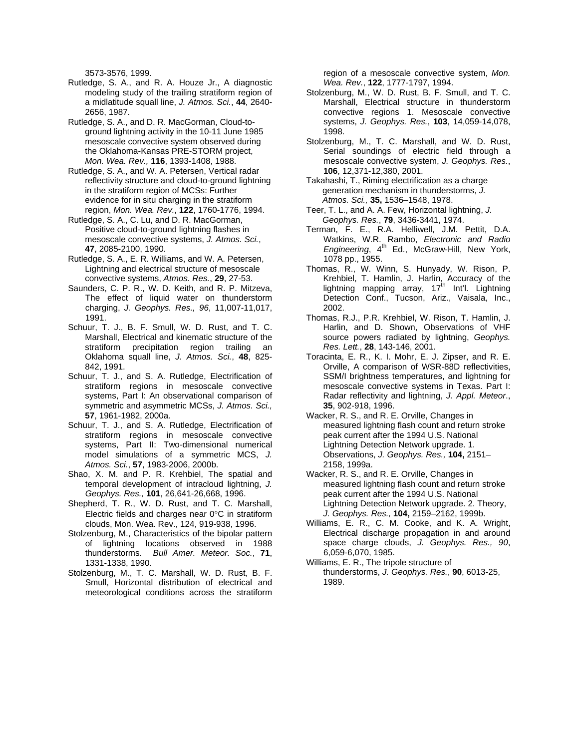3573-3576, 1999.

Rutledge, S. A., and R. A. Houze Jr., A diagnostic modeling study of the trailing stratiform region of a midlatitude squall line, *J. Atmos. Sci.*, **44**, 2640-2656, 1987.

Rutledge, S. A., and D. R. MacGorman, Cloud-to-ground lightning activity in the 10-11 June 1985 mesoscale convective system observed during the Oklahoma-Kansas PRE-STORM project, *Mon. Wea. Rev.,* **116**, 1393-1408, 1988.

Rutledge, S. A., and W. A. Petersen, Vertical radar reflectivity structure and cloud-to-ground lightning in the stratiform region of MCSs: Further evidence for in situ charging in the stratiform region, *Mon. Wea. Rev.*, **122**, 1760-1776, 1994.

Rutledge, S. A., C. Lu, and D. R. MacGorman, Positive cloud-to-ground lightning flashes in mesoscale convective systems, *J. Atmos. Sci.*, **47**, 2085-2100, 1990.

Rutledge, S. A., E. R. Williams, and W. A. Petersen, Lightning and electrical structure of mesoscale convective systems, *Atmos. Res.*, **29**, 27-53.

Saunders, C. P. R., W. D. Keith, and R. P. Mitzeva, The effect of liquid water on thunderstorm charging, *J. Geophys. Res., 96*, 11,007-11,017, 1991.

Schuur, T. J., B. F. Smull, W. D. Rust, and T. C. Marshall, Electrical and kinematic structure of the stratiform precipitation region trailing an Oklahoma squall line, *J. Atmos. Sci.*, **48**, 825-842, 1991.

Schuur, T. J., and S. A. Rutledge, Electrification of stratiform regions in mesoscale convective systems, Part I: An observational comparison of symmetric and asymmetric MCSs, *J. Atmos. Sci.,* **57**, 1961-1982, 2000a.

Schuur, T. J., and S. A. Rutledge, Electrification of stratiform regions in mesoscale convective systems, Part II: Two-dimensional numerical model simulations of a symmetric MCS, *J. Atmos. Sci.*, **57**, 1983-2006, 2000b.

Shao, X. M. and P. R. Krehbiel, The spatial and temporal development of intracloud lightning, *J. Geophys. Res.,* **101**, 26,641-26,668, 1996.

Shepherd, T. R., W. D. Rust, and T. C. Marshall, Electric fields and charges near 0°C in stratiform clouds, Mon. Wea. Rev., 124, 919-938, 1996.

Stolzenburg, M., Characteristics of the bipolar pattern of lightning locations observed in 1988 thunderstorms. *Bull Amer. Meteor. Soc.*, **71**, 1331-1338, 1990.

Stolzenburg, M., T. C. Marshall, W. D. Rust, B. F. Smull, Horizontal distribution of electrical and meteorological conditions across the stratiform region of a mesoscale convective system, *Mon. Wea. Rev.*, **122**, 1777-1797, 1994.

Stolzenburg, M., W. D. Rust, B. F. Smull, and T. C. Marshall, Electrical structure in thunderstorm convective regions 1. Mesoscale convective systems, *J. Geophys. Res.*, **103**, 14,059-14,078, 1998.

Stolzenburg, M., T. C. Marshall, and W. D. Rust, Serial soundings of electric field through a mesoscale convective system, *J. Geophys. Res.*, **106**, 12,371-12,380, 2001.

Takahashi, T., Riming electrification as a charge generation mechanism in thunderstorms, *J. Atmos. Sci.,* **35,** 1536–1548, 1978.

Teer, T. L., and A. A. Few, Horizontal lightning, *J. Geophys. Res.*, **79**, 3436-3441, 1974.

Terman, F. E., R.A. Helliwell, J.M. Pettit, D.A. Watkins, W.R. Rambo, *Electronic and Radio Engineering*, 4th Ed., McGraw-Hill, New York, 1078 pp., 1955.

Thomas, R., W. Winn, S. Hunyady, W. Rison, P. Krehbiel, T. Hamlin, J. Harlin, Accuracy of the lightning mapping array, 17th Int'l. Lightning Detection Conf., Tucson, Ariz., Vaisala, Inc., 2002.

Thomas, R.J., P.R. Krehbiel, W. Rison, T. Hamlin, J. Harlin, and D. Shown, Observations of VHF source powers radiated by lightning, *Geophys. Res. Lett.*, **28**, 143-146, 2001.

Toracinta, E. R., K. I. Mohr, E. J. Zipser, and R. E. Orville, A comparison of WSR-88D reflectivities, SSM/I brightness temperatures, and lightning for mesoscale convective systems in Texas. Part I: Radar reflectivity and lightning, *J. Appl. Meteor*., **35**, 902-918, 1996.

Wacker, R. S., and R. E. Orville, Changes in measured lightning flash count and return stroke peak current after the 1994 U.S. National Lightning Detection Network upgrade. 1. Observations, *J. Geophys. Res.,* **104,** 2151–2158, 1999a.

Wacker, R. S., and R. E. Orville, Changes in measured lightning flash count and return stroke peak current after the 1994 U.S. National Lightning Detection Network upgrade. 2. Theory, *J. Geophys. Res.,* **104,** 2159–2162, 1999b.

Williams, E. R., C. M. Cooke, and K. A. Wright, Electrical discharge propagation in and around space charge clouds, *J. Geophys. Res., 90*, 6,059-6,070, 1985.

Williams, E. R., The tripole structure of thunderstorms, *J. Geophys. Res.*, **90**, 6013-25, 1989.